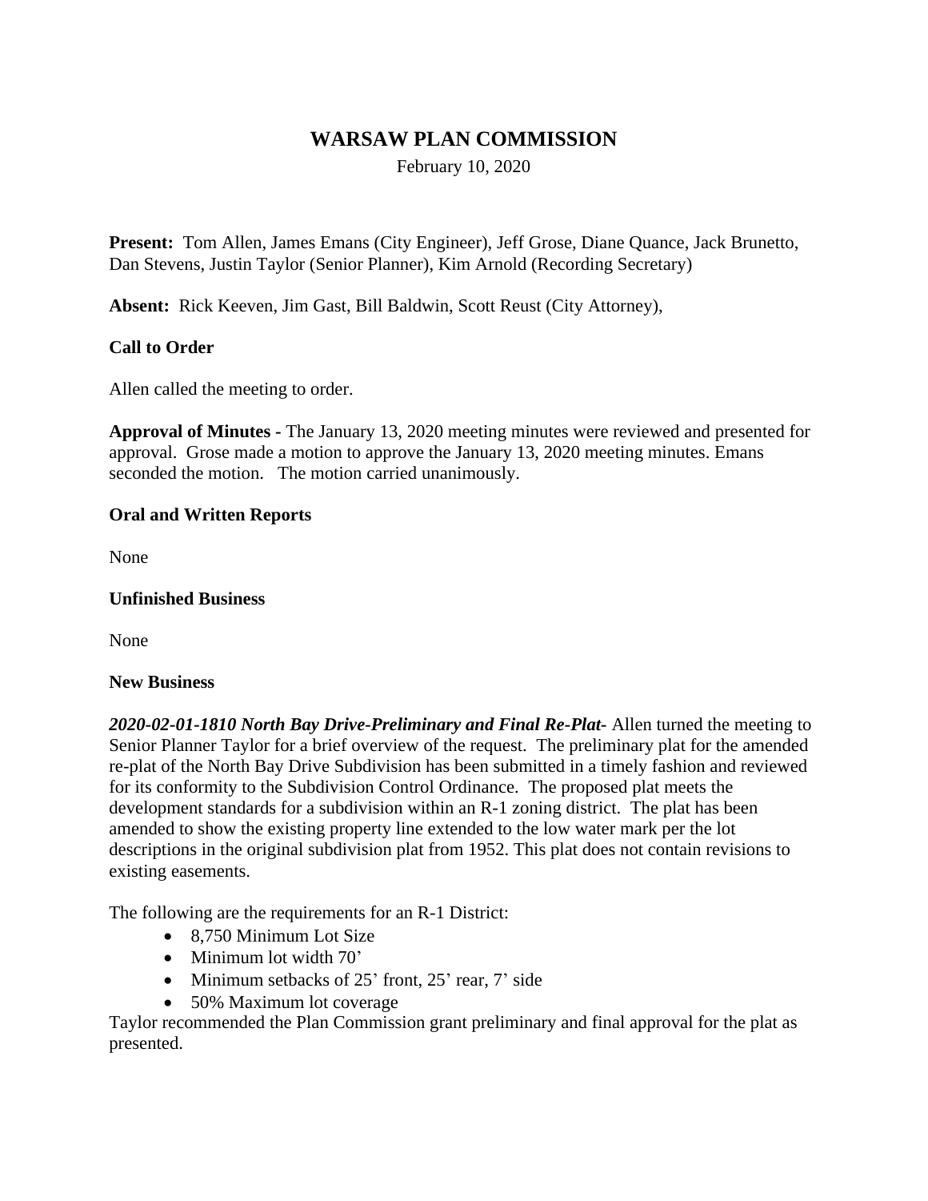# WARSAW PLAN COMMISSION

February 10, 2020

**Present:** Tom Allen, James Emans (City Engineer), Jeff Grose, Diane Quance, Jack Brunetto, Dan Stevens, Justin Taylor (Senior Planner), Kim Arnold (Recording Secretary)

**Absent:** Rick Keeven, Jim Gast, Bill Baldwin, Scott Reust (City Attorney),

**Call to Order**

Allen called the meeting to order.

**Approval of Minutes -** The January 13, 2020 meeting minutes were reviewed and presented for approval. Grose made a motion to approve the January 13, 2020 meeting minutes. Emans seconded the motion. The motion carried unanimously.

**Oral and Written Reports**

None

**Unfinished Business**

None

**New Business**

***2020-02-01-1810 North Bay Drive-Preliminary and Final Re-Plat-*** Allen turned the meeting to Senior Planner Taylor for a brief overview of the request. The preliminary plat for the amended re-plat of the North Bay Drive Subdivision has been submitted in a timely fashion and reviewed for its conformity to the Subdivision Control Ordinance. The proposed plat meets the development standards for a subdivision within an R-1 zoning district. The plat has been amended to show the existing property line extended to the low water mark per the lot descriptions in the original subdivision plat from 1952. This plat does not contain revisions to existing easements.

The following are the requirements for an R-1 District:

- 8,750 Minimum Lot Size
- Minimum lot width 70'
- Minimum setbacks of 25' front, 25' rear, 7' side
- 50% Maximum lot coverage

Taylor recommended the Plan Commission grant preliminary and final approval for the plat as presented.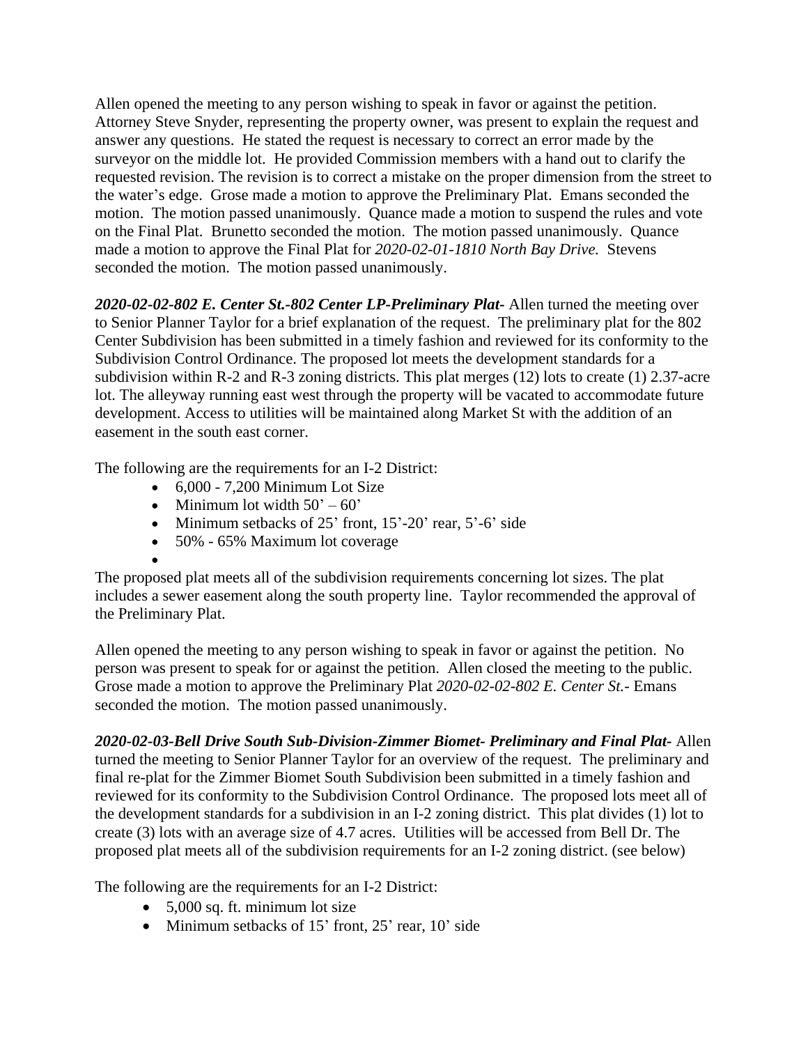Allen opened the meeting to any person wishing to speak in favor or against the petition. Attorney Steve Snyder, representing the property owner, was present to explain the request and answer any questions. He stated the request is necessary to correct an error made by the surveyor on the middle lot. He provided Commission members with a hand out to clarify the requested revision. The revision is to correct a mistake on the proper dimension from the street to the water's edge. Grose made a motion to approve the Preliminary Plat. Emans seconded the motion. The motion passed unanimously. Quance made a motion to suspend the rules and vote on the Final Plat. Brunetto seconded the motion. The motion passed unanimously. Quance made a motion to approve the Final Plat for *2020-02-01-1810 North Bay Drive.* Stevens seconded the motion. The motion passed unanimously.

***2020-02-02-802 E. Center St.-802 Center LP-Preliminary Plat-*** Allen turned the meeting over to Senior Planner Taylor for a brief explanation of the request. The preliminary plat for the 802 Center Subdivision has been submitted in a timely fashion and reviewed for its conformity to the Subdivision Control Ordinance. The proposed lot meets the development standards for a subdivision within R-2 and R-3 zoning districts. This plat merges (12) lots to create (1) 2.37-acre lot. The alleyway running east west through the property will be vacated to accommodate future development. Access to utilities will be maintained along Market St with the addition of an easement in the south east corner.

The following are the requirements for an I-2 District:

- 6,000 - 7,200 Minimum Lot Size
- Minimum lot width 50' – 60'
- Minimum setbacks of 25' front, 15'-20' rear, 5'-6' side
- 50% - 65% Maximum lot coverage
-

The proposed plat meets all of the subdivision requirements concerning lot sizes. The plat includes a sewer easement along the south property line. Taylor recommended the approval of the Preliminary Plat.

Allen opened the meeting to any person wishing to speak in favor or against the petition. No person was present to speak for or against the petition. Allen closed the meeting to the public. Grose made a motion to approve the Preliminary Plat *2020-02-02-802 E. Center St.*- Emans seconded the motion. The motion passed unanimously.

***2020-02-03-Bell Drive South Sub-Division-Zimmer Biomet- Preliminary and Final Plat-*** Allen turned the meeting to Senior Planner Taylor for an overview of the request. The preliminary and final re-plat for the Zimmer Biomet South Subdivision been submitted in a timely fashion and reviewed for its conformity to the Subdivision Control Ordinance. The proposed lots meet all of the development standards for a subdivision in an I-2 zoning district. This plat divides (1) lot to create (3) lots with an average size of 4.7 acres. Utilities will be accessed from Bell Dr. The proposed plat meets all of the subdivision requirements for an I-2 zoning district. (see below)

The following are the requirements for an I-2 District:

- 5,000 sq. ft. minimum lot size
- Minimum setbacks of 15' front, 25' rear, 10' side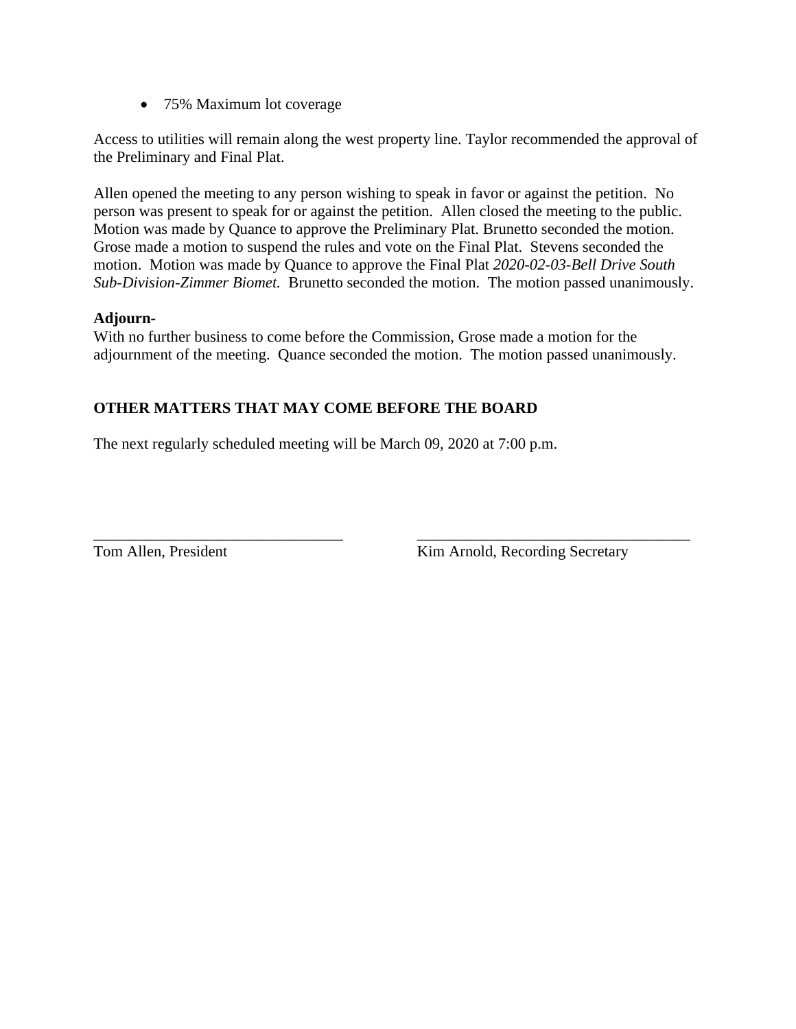- 75% Maximum lot coverage

Access to utilities will remain along the west property line. Taylor recommended the approval of the Preliminary and Final Plat.

Allen opened the meeting to any person wishing to speak in favor or against the petition. No person was present to speak for or against the petition. Allen closed the meeting to the public. Motion was made by Quance to approve the Preliminary Plat. Brunetto seconded the motion. Grose made a motion to suspend the rules and vote on the Final Plat. Stevens seconded the motion. Motion was made by Quance to approve the Final Plat *2020-02-03-Bell Drive South Sub-Division-Zimmer Biomet.* Brunetto seconded the motion. The motion passed unanimously.

**Adjourn-**

With no further business to come before the Commission, Grose made a motion for the adjournment of the meeting. Quance seconded the motion. The motion passed unanimously.

**OTHER MATTERS THAT MAY COME BEFORE THE BOARD**

The next regularly scheduled meeting will be March 09, 2020 at 7:00 p.m.

_______________________________ Tom Allen, President

_______________________________ Kim Arnold, Recording Secretary